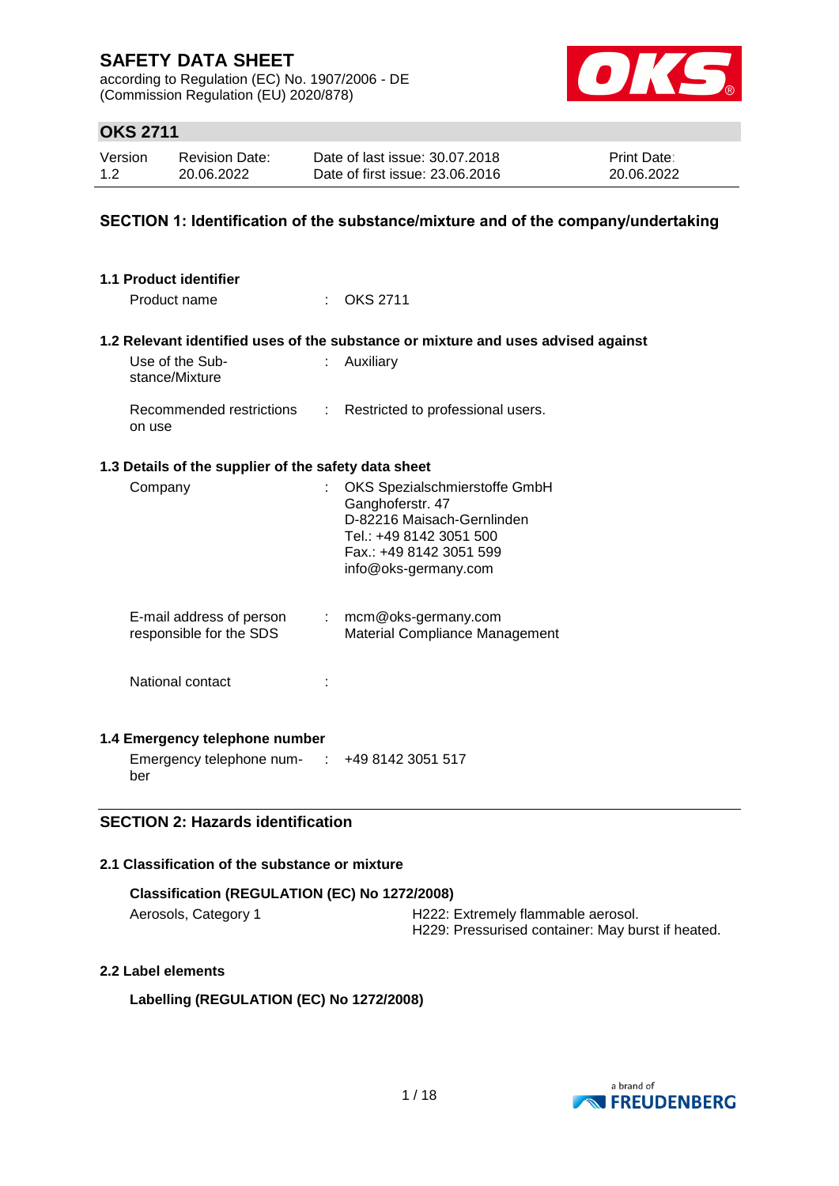# SAFETY DATA SHEET

according to Regulation (EC) No. 1907/2006 - DE
(Commission Regulation (EU) 2020/878)

## OKS 2711

| Version | Revision Date: | Date of last issue: 30.07.2018 | Print Date: |
|---|---|---|---|
| 1.2 | 20.06.2022 | Date of first issue: 23.06.2016 | 20.06.2022 |

## SECTION 1: Identification of the substance/mixture and of the company/undertaking

### 1.1 Product identifier

Product name : OKS 2711

### 1.2 Relevant identified uses of the substance or mixture and uses advised against

Use of the Substance/Mixture : Auxiliary

Recommended restrictions on use : Restricted to professional users.

### 1.3 Details of the supplier of the safety data sheet

Company : OKS Spezialschmierstoffe GmbH
Ganghoferstr. 47
D-82216 Maisach-Gernlinden
Tel.: +49 8142 3051 500
Fax.: +49 8142 3051 599
info@oks-germany.com

E-mail address of person responsible for the SDS : mcm@oks-germany.com
Material Compliance Management

National contact :

### 1.4 Emergency telephone number

Emergency telephone number : +49 8142 3051 517

## SECTION 2: Hazards identification

### 2.1 Classification of the substance or mixture

**Classification (REGULATION (EC) No 1272/2008)**

Aerosols, Category 1 — H222: Extremely flammable aerosol.
H229: Pressurised container: May burst if heated.

### 2.2 Label elements

**Labelling (REGULATION (EC) No 1272/2008)**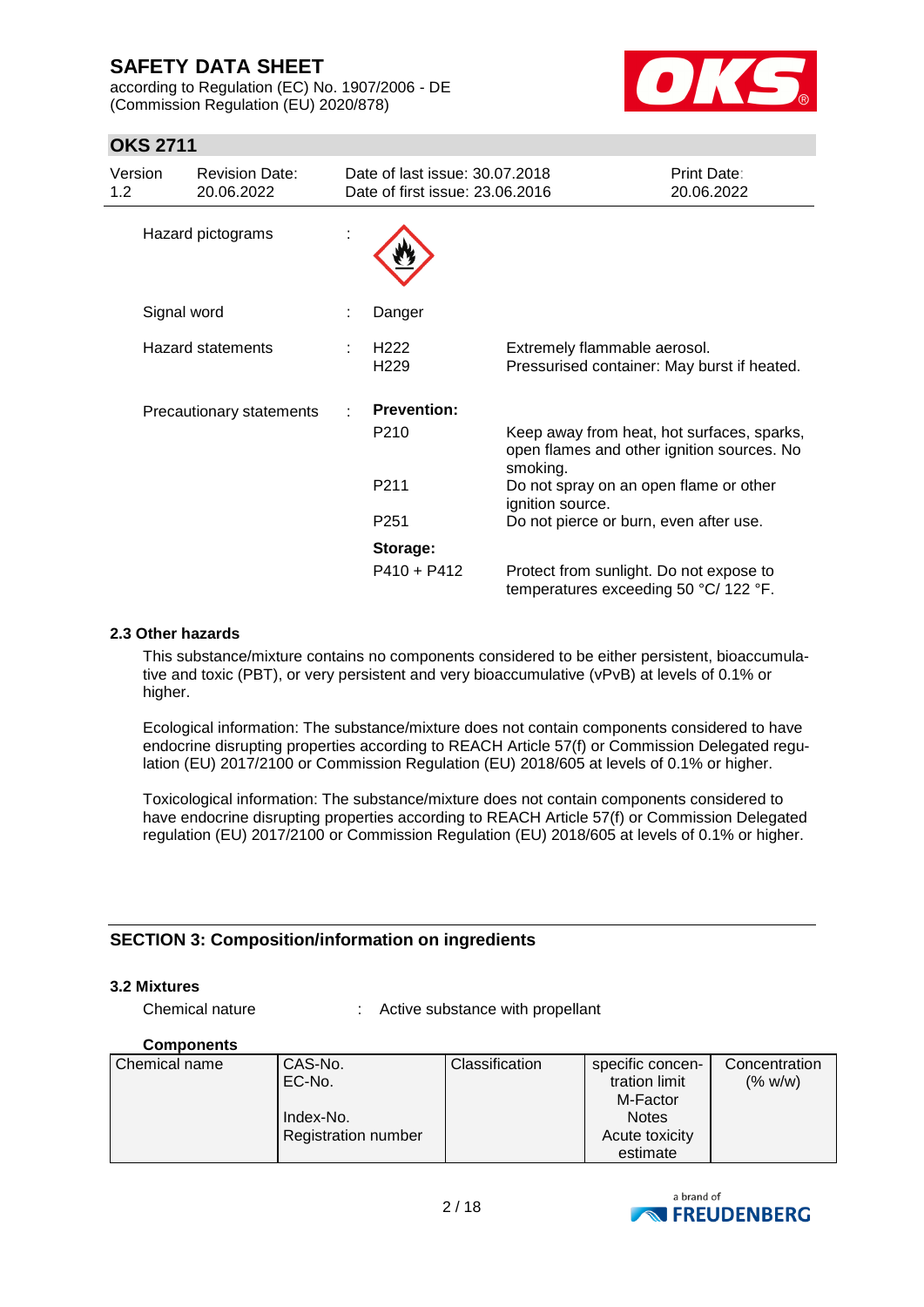| | | | |
|---|---|---|---|
| Hazard pictograms | : | | |
| Signal word | : | Danger | |
| Hazard statements | : | H222 | Extremely flammable aerosol. |
| | | H229 | Pressurised container: May burst if heated. |
| Precautionary statements | : | **Prevention:** | |
| | | P210 | Keep away from heat, hot surfaces, sparks, open flames and other ignition sources. No smoking. |
| | | P211 | Do not spray on an open flame or other ignition source. |
| | | P251 | Do not pierce or burn, even after use. |
| | | **Storage:** | |
| | | P410 + P412 | Protect from sunlight. Do not expose to temperatures exceeding 50 °C/ 122 °F. |

### 2.3 Other hazards

This substance/mixture contains no components considered to be either persistent, bioaccumulative and toxic (PBT), or very persistent and very bioaccumulative (vPvB) at levels of 0.1% or higher.

Ecological information: The substance/mixture does not contain components considered to have endocrine disrupting properties according to REACH Article 57(f) or Commission Delegated regulation (EU) 2017/2100 or Commission Regulation (EU) 2018/605 at levels of 0.1% or higher.

Toxicological information: The substance/mixture does not contain components considered to have endocrine disrupting properties according to REACH Article 57(f) or Commission Delegated regulation (EU) 2017/2100 or Commission Regulation (EU) 2018/605 at levels of 0.1% or higher.

## SECTION 3: Composition/information on ingredients

### 3.2 Mixtures

Chemical nature : Active substance with propellant

**Components**

| Chemical name | CAS-No.<br>EC-No.<br><br>Index-No.<br>Registration number | Classification | specific concentration limit<br>M-Factor<br>Notes<br>Acute toxicity estimate | Concentration (% w/w) |
|---|---|---|---|---|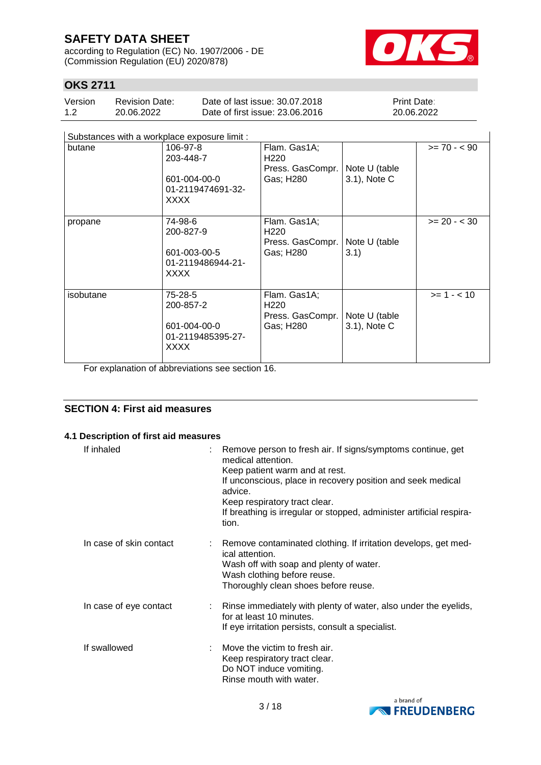| Substances with a workplace exposure limit : | | | | |
|---|---|---|---|---|
| butane | 106-97-8<br>203-448-7<br><br>601-004-00-0<br>01-2119474691-32-XXXX | Flam. Gas1A; H220<br>Press. GasCompr. Gas; H280 | Note U (table 3.1), Note C | >= 70 - < 90 |
| propane | 74-98-6<br>200-827-9<br><br>601-003-00-5<br>01-2119486944-21-XXXX | Flam. Gas1A; H220<br>Press. GasCompr. Gas; H280 | Note U (table 3.1) | >= 20 - < 30 |
| isobutane | 75-28-5<br>200-857-2<br><br>601-004-00-0<br>01-2119485395-27-XXXX | Flam. Gas1A; H220<br>Press. GasCompr. Gas; H280 | Note U (table 3.1), Note C | >= 1 - < 10 |

For explanation of abbreviations see section 16.

## SECTION 4: First aid measures

### 4.1 Description of first aid measures

If inhaled : Remove person to fresh air. If signs/symptoms continue, get medical attention.
Keep patient warm and at rest.
If unconscious, place in recovery position and seek medical advice.
Keep respiratory tract clear.
If breathing is irregular or stopped, administer artificial respiration.

In case of skin contact : Remove contaminated clothing. If irritation develops, get medical attention.
Wash off with soap and plenty of water.
Wash clothing before reuse.
Thoroughly clean shoes before reuse.

In case of eye contact : Rinse immediately with plenty of water, also under the eyelids, for at least 10 minutes.
If eye irritation persists, consult a specialist.

If swallowed : Move the victim to fresh air.
Keep respiratory tract clear.
Do NOT induce vomiting.
Rinse mouth with water.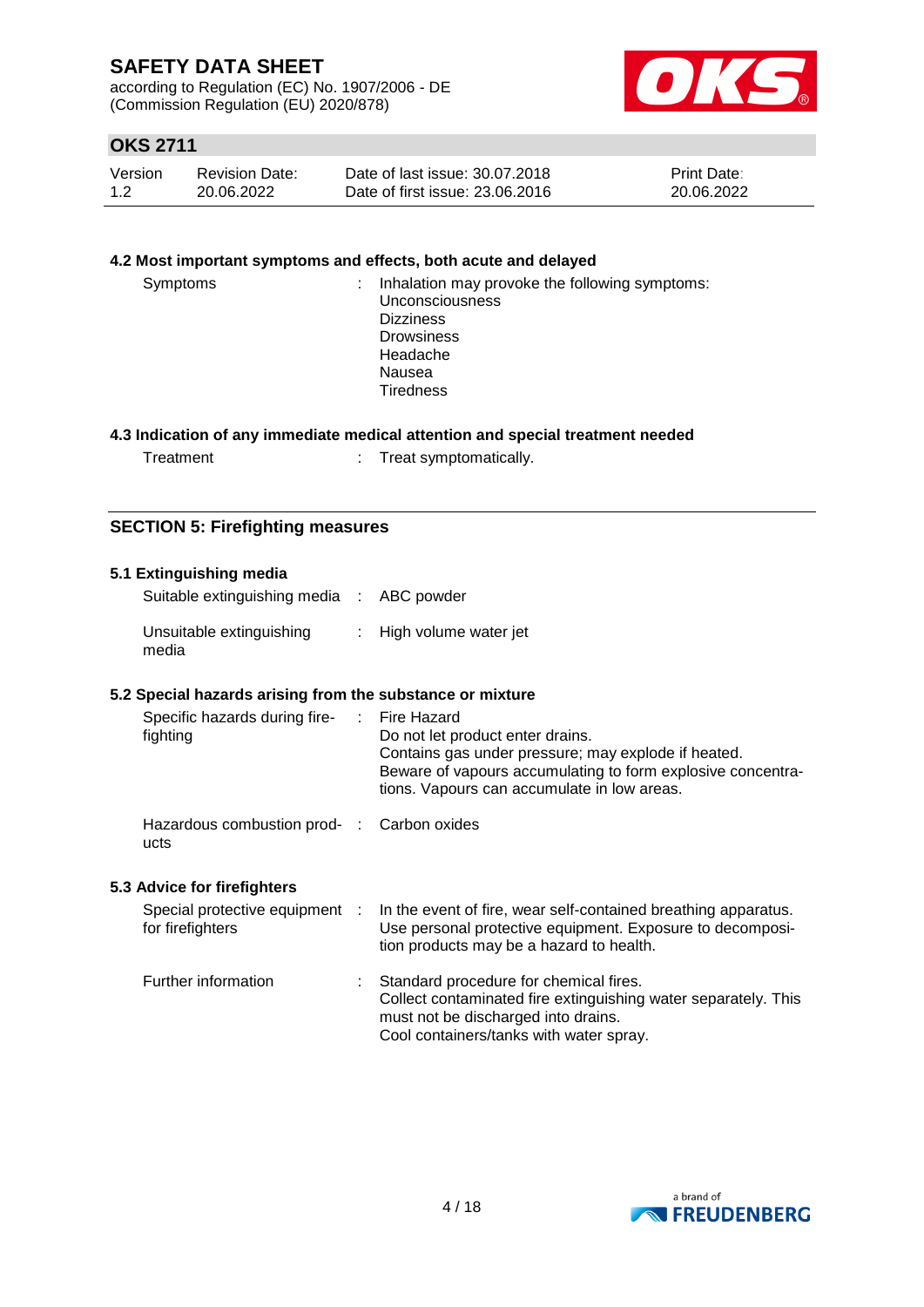### 4.2 Most important symptoms and effects, both acute and delayed

| | | |
|---|---|---|
| Symptoms | : | Inhalation may provoke the following symptoms:<br>Unconsciousness<br>Dizziness<br>Drowsiness<br>Headache<br>Nausea<br>Tiredness |

### 4.3 Indication of any immediate medical attention and special treatment needed

| | | |
|---|---|---|
| Treatment | : | Treat symptomatically. |

## SECTION 5: Firefighting measures

### 5.1 Extinguishing media

| | | |
|---|---|---|
| Suitable extinguishing media | : | ABC powder |
| Unsuitable extinguishing media | : | High volume water jet |

### 5.2 Special hazards arising from the substance or mixture

| | | |
|---|---|---|
| Specific hazards during firefighting | : | Fire Hazard<br>Do not let product enter drains.<br>Contains gas under pressure; may explode if heated.<br>Beware of vapours accumulating to form explosive concentrations. Vapours can accumulate in low areas. |
| Hazardous combustion products | : | Carbon oxides |

### 5.3 Advice for firefighters

| | | |
|---|---|---|
| Special protective equipment for firefighters | : | In the event of fire, wear self-contained breathing apparatus. Use personal protective equipment. Exposure to decomposition products may be a hazard to health. |
| Further information | : | Standard procedure for chemical fires.<br>Collect contaminated fire extinguishing water separately. This must not be discharged into drains.<br>Cool containers/tanks with water spray. |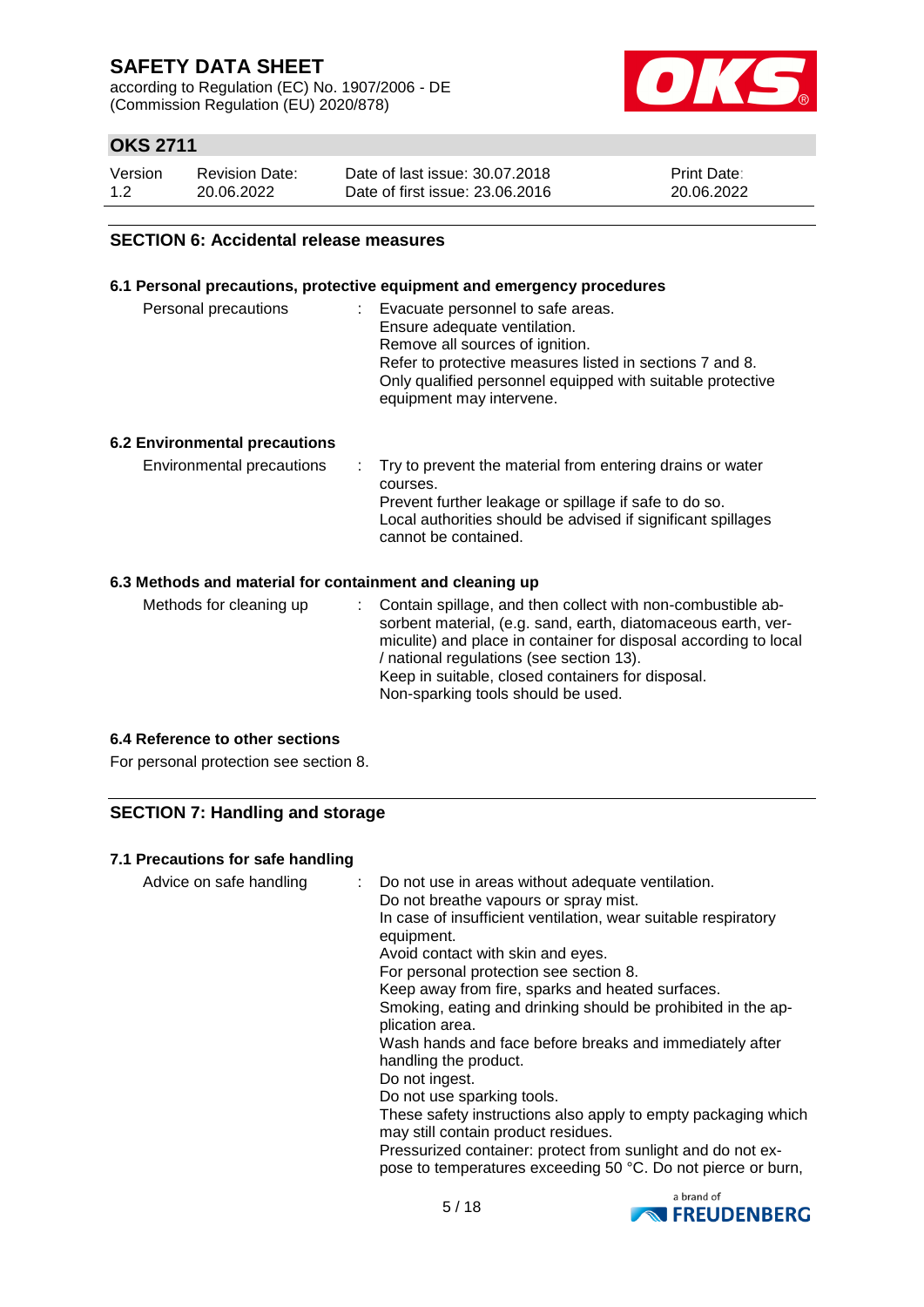## SECTION 6: Accidental release measures

### 6.1 Personal precautions, protective equipment and emergency procedures

| | |
|---|---|
| Personal precautions | : Evacuate personnel to safe areas.<br>Ensure adequate ventilation.<br>Remove all sources of ignition.<br>Refer to protective measures listed in sections 7 and 8.<br>Only qualified personnel equipped with suitable protective equipment may intervene. |

### 6.2 Environmental precautions

| | |
|---|---|
| Environmental precautions | : Try to prevent the material from entering drains or water courses.<br>Prevent further leakage or spillage if safe to do so.<br>Local authorities should be advised if significant spillages cannot be contained. |

### 6.3 Methods and material for containment and cleaning up

| | |
|---|---|
| Methods for cleaning up | : Contain spillage, and then collect with non-combustible absorbent material, (e.g. sand, earth, diatomaceous earth, vermiculite) and place in container for disposal according to local / national regulations (see section 13).<br>Keep in suitable, closed containers for disposal.<br>Non-sparking tools should be used. |

### 6.4 Reference to other sections

For personal protection see section 8.

## SECTION 7: Handling and storage

### 7.1 Precautions for safe handling

| | |
|---|---|
| Advice on safe handling | : Do not use in areas without adequate ventilation.<br>Do not breathe vapours or spray mist.<br>In case of insufficient ventilation, wear suitable respiratory equipment.<br>Avoid contact with skin and eyes.<br>For personal protection see section 8.<br>Keep away from fire, sparks and heated surfaces.<br>Smoking, eating and drinking should be prohibited in the application area.<br>Wash hands and face before breaks and immediately after handling the product.<br>Do not ingest.<br>Do not use sparking tools.<br>These safety instructions also apply to empty packaging which may still contain product residues.<br>Pressurized container: protect from sunlight and do not expose to temperatures exceeding 50 °C. Do not pierce or burn, |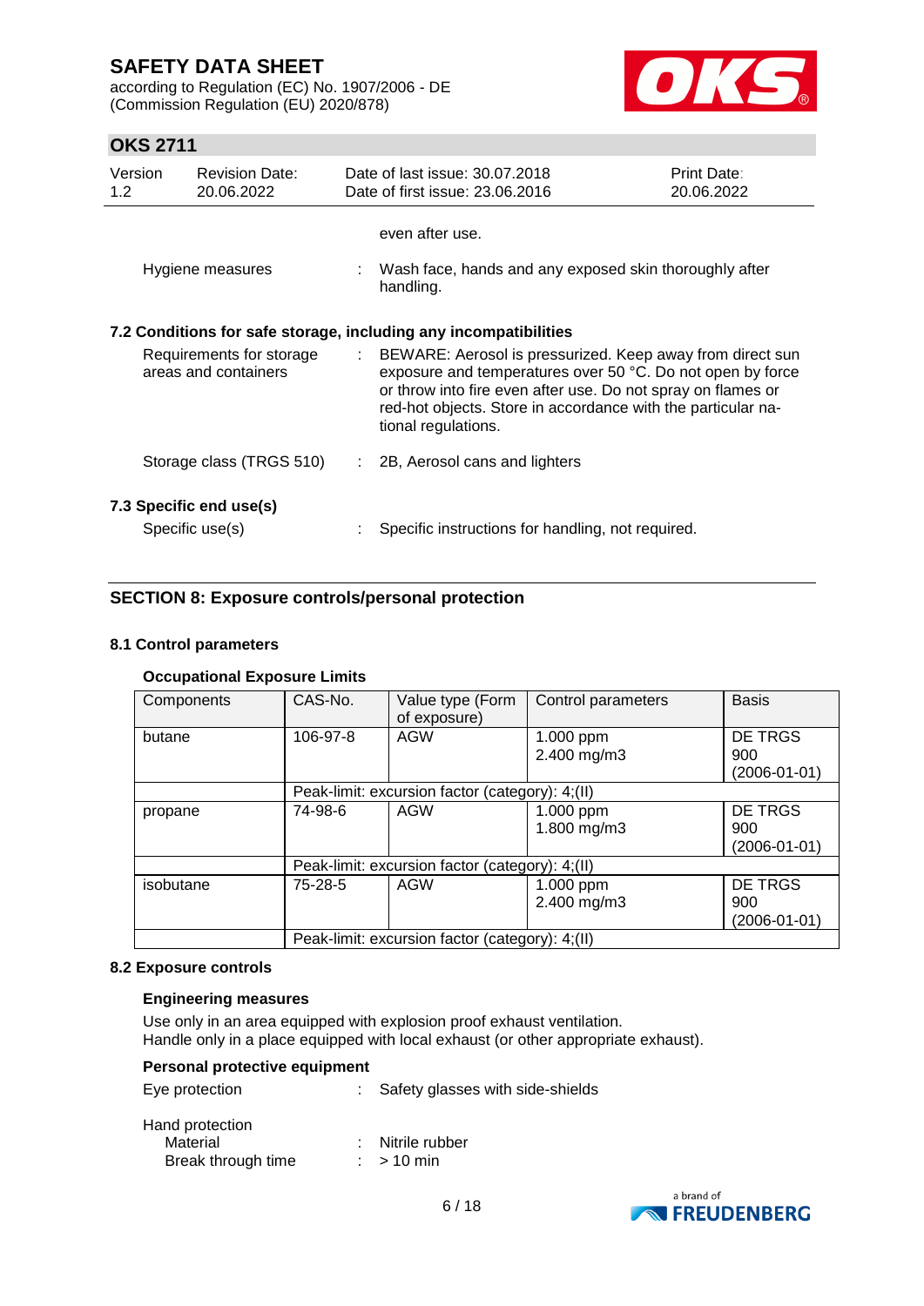even after use.

Hygiene measures : Wash face, hands and any exposed skin thoroughly after handling.

**7.2 Conditions for safe storage, including any incompatibilities**

Requirements for storage areas and containers : BEWARE: Aerosol is pressurized. Keep away from direct sun exposure and temperatures over 50 °C. Do not open by force or throw into fire even after use. Do not spray on flames or red-hot objects. Store in accordance with the particular national regulations.

Storage class (TRGS 510) : 2B, Aerosol cans and lighters

**7.3 Specific end use(s)**

Specific use(s) : Specific instructions for handling, not required.

## SECTION 8: Exposure controls/personal protection

**8.1 Control parameters**

**Occupational Exposure Limits**

| Components | CAS-No. | Value type (Form of exposure) | Control parameters | Basis |
|---|---|---|---|---|
| butane | 106-97-8 | AGW | 1.000 ppm<br>2.400 mg/m3 | DE TRGS 900 (2006-01-01) |
| | Peak-limit: excursion factor (category): 4;(II) | | | |
| propane | 74-98-6 | AGW | 1.000 ppm<br>1.800 mg/m3 | DE TRGS 900 (2006-01-01) |
| | Peak-limit: excursion factor (category): 4;(II) | | | |
| isobutane | 75-28-5 | AGW | 1.000 ppm<br>2.400 mg/m3 | DE TRGS 900 (2006-01-01) |
| | Peak-limit: excursion factor (category): 4;(II) | | | |

**8.2 Exposure controls**

**Engineering measures**

Use only in an area equipped with explosion proof exhaust ventilation.
Handle only in a place equipped with local exhaust (or other appropriate exhaust).

**Personal protective equipment**

Eye protection : Safety glasses with side-shields

Hand protection
- Material : Nitrile rubber
- Break through time : > 10 min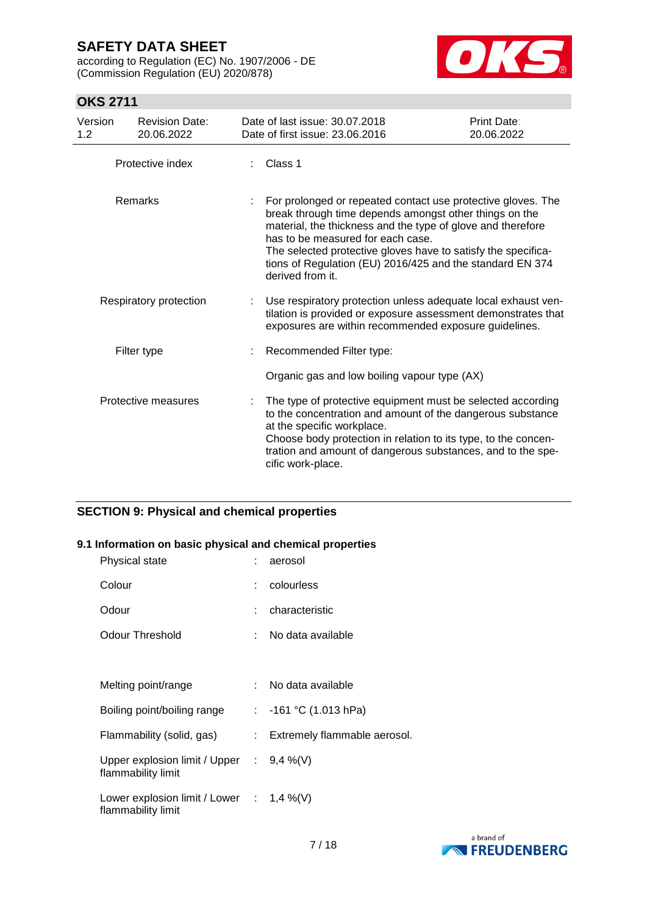| | | |
|---|---|---|
| Protective index | : | Class 1 |
| Remarks | : | For prolonged or repeated contact use protective gloves. The break through time depends amongst other things on the material, the thickness and the type of glove and therefore has to be measured for each case.<br>The selected protective gloves have to satisfy the specifications of Regulation (EU) 2016/425 and the standard EN 374 derived from it. |
| Respiratory protection | : | Use respiratory protection unless adequate local exhaust ventilation is provided or exposure assessment demonstrates that exposures are within recommended exposure guidelines. |
| Filter type | : | Recommended Filter type:<br><br>Organic gas and low boiling vapour type (AX) |
| Protective measures | : | The type of protective equipment must be selected according to the concentration and amount of the dangerous substance at the specific workplace.<br>Choose body protection in relation to its type, to the concentration and amount of dangerous substances, and to the specific work-place. |

## SECTION 9: Physical and chemical properties

### 9.1 Information on basic physical and chemical properties

| | | |
|---|---|---|
| Physical state | : | aerosol |
| Colour | : | colourless |
| Odour | : | characteristic |
| Odour Threshold | : | No data available |
| Melting point/range | : | No data available |
| Boiling point/boiling range | : | -161 °C (1.013 hPa) |
| Flammability (solid, gas) | : | Extremely flammable aerosol. |
| Upper explosion limit / Upper flammability limit | : | 9,4 %(V) |
| Lower explosion limit / Lower flammability limit | : | 1,4 %(V) |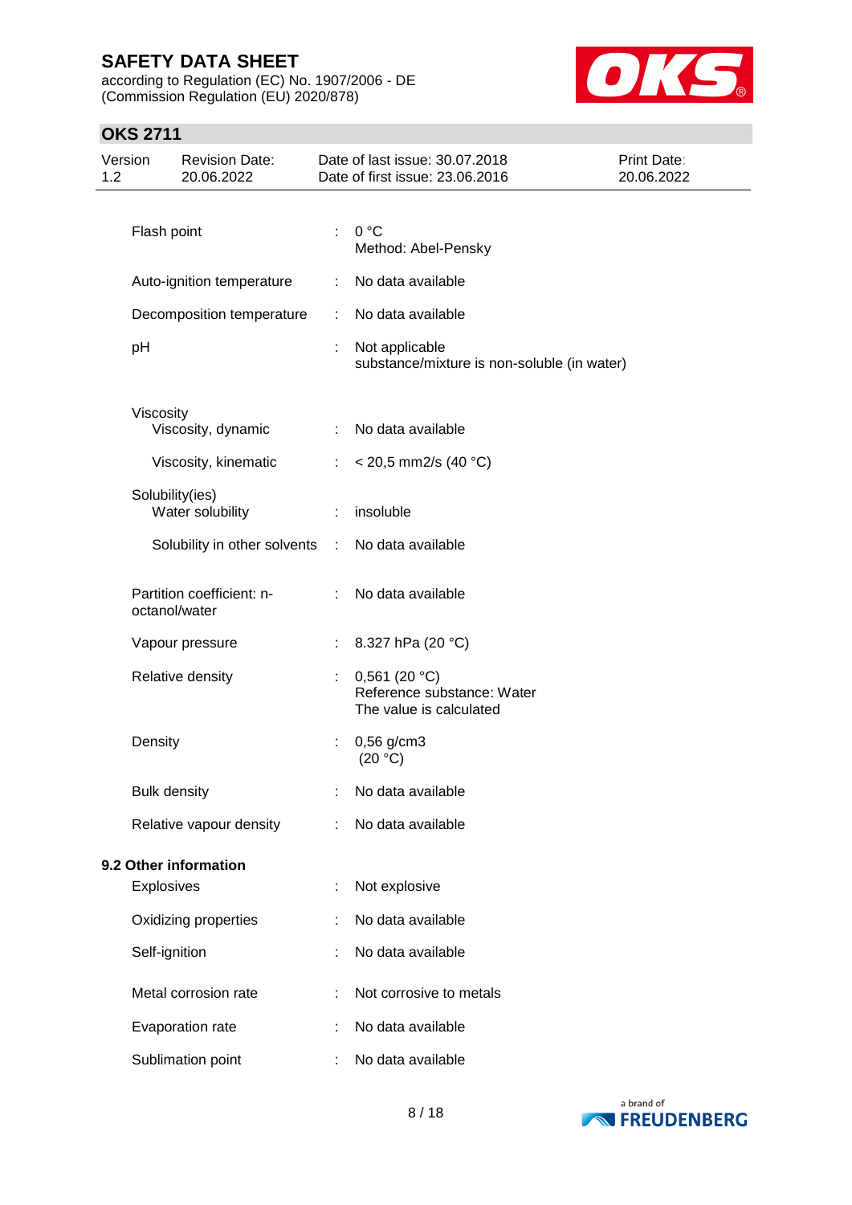| | | |
|---|---|---|
| Flash point | : | 0 °C<br>Method: Abel-Pensky |
| Auto-ignition temperature | : | No data available |
| Decomposition temperature | : | No data available |
| pH | : | Not applicable<br>substance/mixture is non-soluble (in water) |
| Viscosity | | |
| Viscosity, dynamic | : | No data available |
| Viscosity, kinematic | : | < 20,5 mm2/s (40 °C) |
| Solubility(ies) | | |
| Water solubility | : | insoluble |
| Solubility in other solvents | : | No data available |
| Partition coefficient: n-octanol/water | : | No data available |
| Vapour pressure | : | 8.327 hPa (20 °C) |
| Relative density | : | 0,561 (20 °C)<br>Reference substance: Water<br>The value is calculated |
| Density | : | 0,56 g/cm3<br>(20 °C) |
| Bulk density | : | No data available |
| Relative vapour density | : | No data available |

**9.2 Other information**

| | | |
|---|---|---|
| Explosives | : | Not explosive |
| Oxidizing properties | : | No data available |
| Self-ignition | : | No data available |
| Metal corrosion rate | : | Not corrosive to metals |
| Evaporation rate | : | No data available |
| Sublimation point | : | No data available |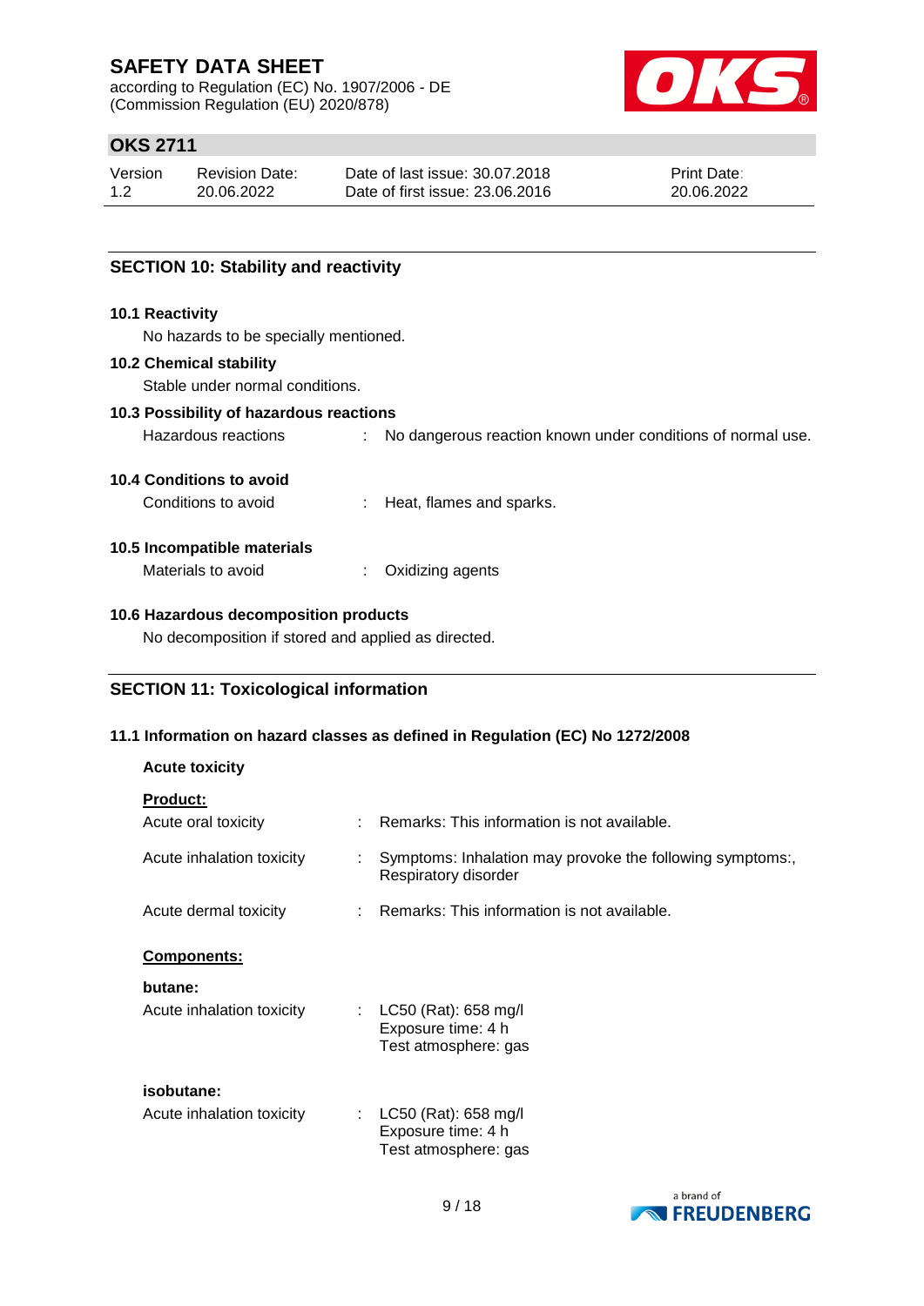## SECTION 10: Stability and reactivity

### 10.1 Reactivity

No hazards to be specially mentioned.

### 10.2 Chemical stability

Stable under normal conditions.

### 10.3 Possibility of hazardous reactions

Hazardous reactions : No dangerous reaction known under conditions of normal use.

### 10.4 Conditions to avoid

Conditions to avoid : Heat, flames and sparks.

### 10.5 Incompatible materials

Materials to avoid : Oxidizing agents

### 10.6 Hazardous decomposition products

No decomposition if stored and applied as directed.

## SECTION 11: Toxicological information

### 11.1 Information on hazard classes as defined in Regulation (EC) No 1272/2008

**Acute toxicity**

**Product:**

Acute oral toxicity : Remarks: This information is not available.

Acute inhalation toxicity : Symptoms: Inhalation may provoke the following symptoms:, Respiratory disorder

Acute dermal toxicity : Remarks: This information is not available.

**Components:**

**butane:**

Acute inhalation toxicity : LC50 (Rat): 658 mg/l
Exposure time: 4 h
Test atmosphere: gas

**isobutane:**

Acute inhalation toxicity : LC50 (Rat): 658 mg/l
Exposure time: 4 h
Test atmosphere: gas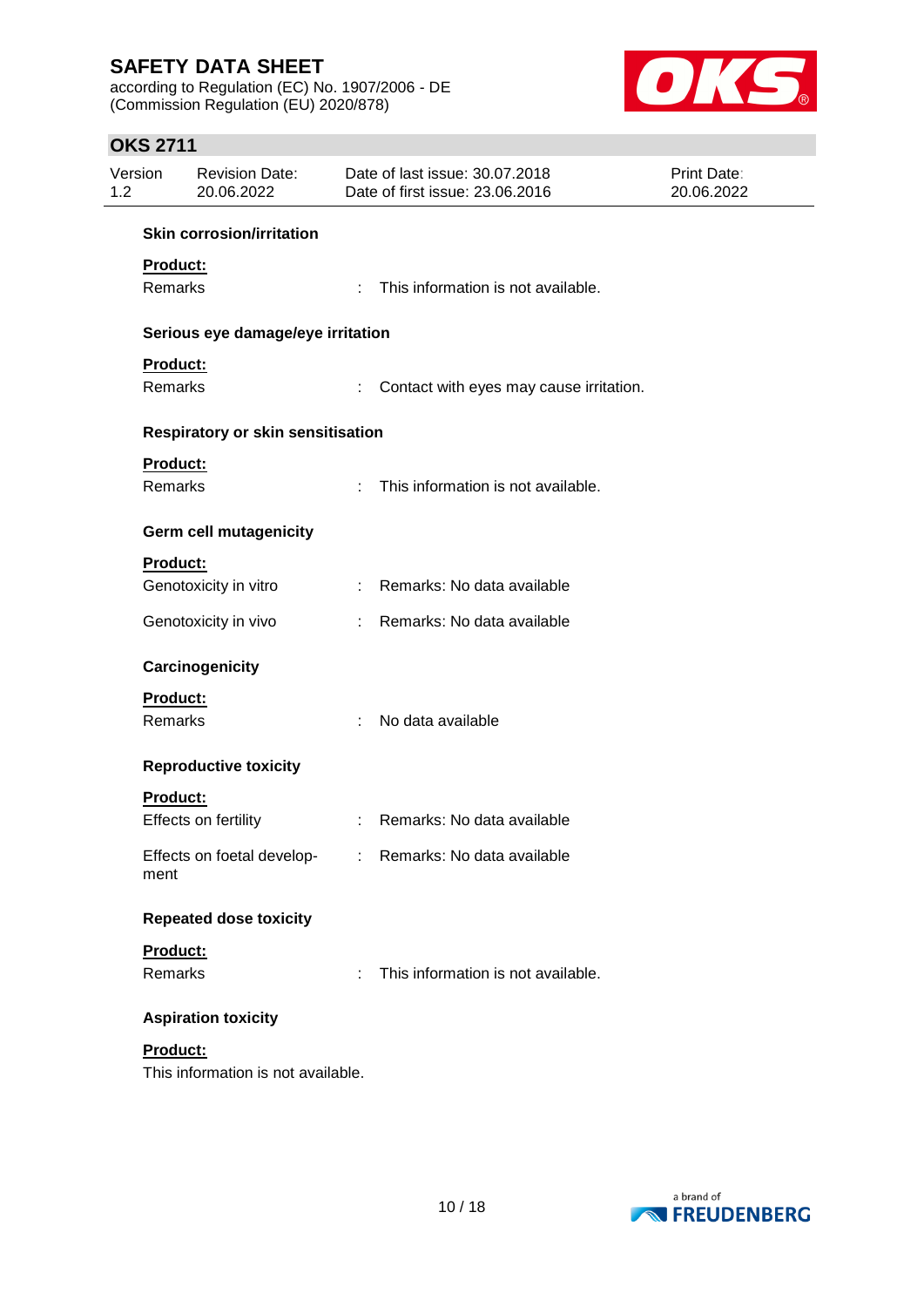**Skin corrosion/irritation**

**Product:**

Remarks : This information is not available.

**Serious eye damage/eye irritation**

**Product:**

Remarks : Contact with eyes may cause irritation.

**Respiratory or skin sensitisation**

**Product:**

Remarks : This information is not available.

**Germ cell mutagenicity**

**Product:**

Genotoxicity in vitro : Remarks: No data available

Genotoxicity in vivo : Remarks: No data available

**Carcinogenicity**

**Product:**

Remarks : No data available

**Reproductive toxicity**

**Product:**

Effects on fertility : Remarks: No data available

Effects on foetal development : Remarks: No data available

**Repeated dose toxicity**

**Product:**

Remarks : This information is not available.

**Aspiration toxicity**

**Product:**

This information is not available.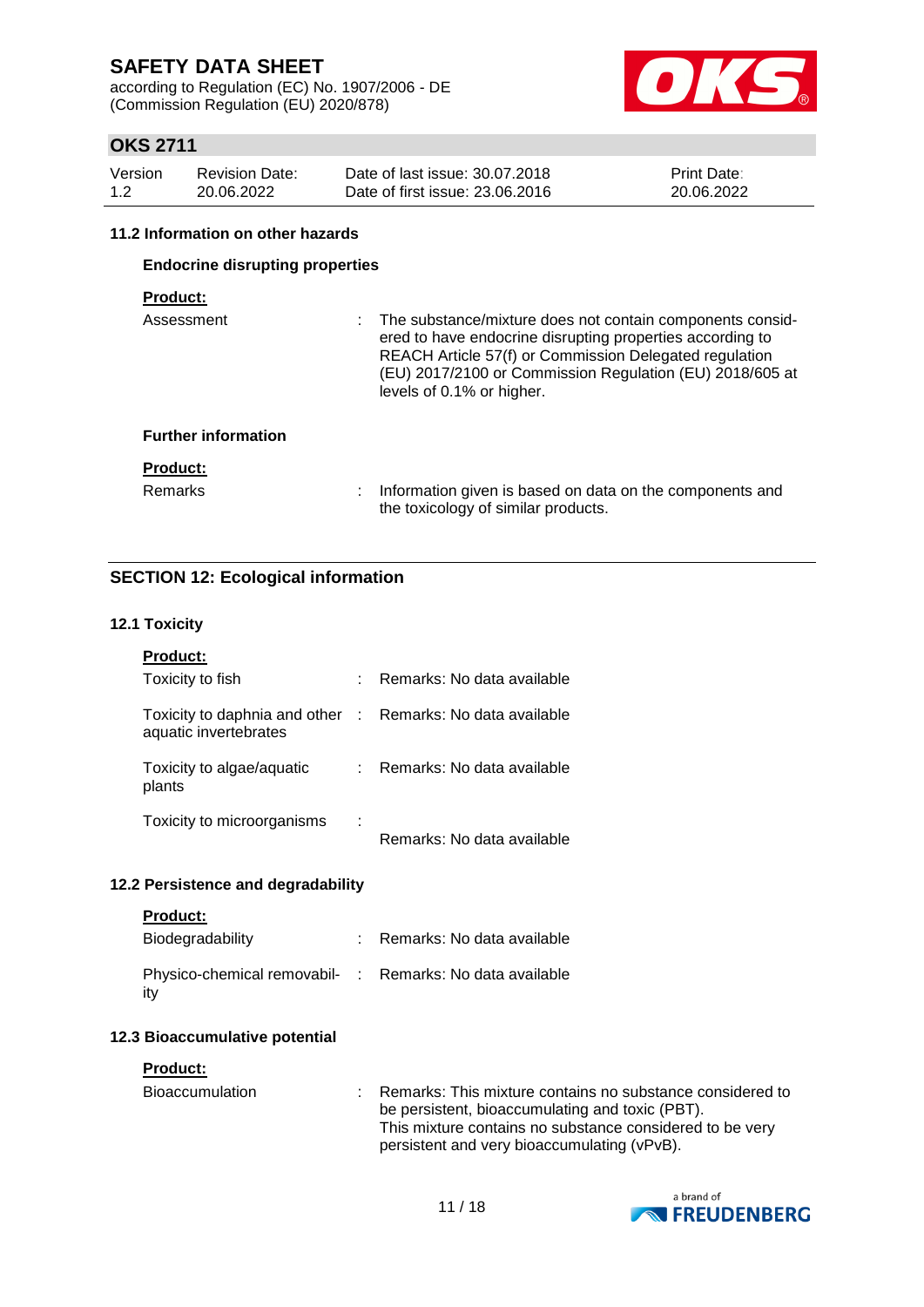#### 11.2 Information on other hazards

**Endocrine disrupting properties**

**Product:**

| | | |
|---|---|---|
| Assessment | : | The substance/mixture does not contain components considered to have endocrine disrupting properties according to REACH Article 57(f) or Commission Delegated regulation (EU) 2017/2100 or Commission Regulation (EU) 2018/605 at levels of 0.1% or higher. |

**Further information**

**Product:**

| | | |
|---|---|---|
| Remarks | : | Information given is based on data on the components and the toxicology of similar products. |

## SECTION 12: Ecological information

#### 12.1 Toxicity

**Product:**

| | | |
|---|---|---|
| Toxicity to fish | : | Remarks: No data available |
| Toxicity to daphnia and other aquatic invertebrates | : | Remarks: No data available |
| Toxicity to algae/aquatic plants | : | Remarks: No data available |
| Toxicity to microorganisms | : | Remarks: No data available |

#### 12.2 Persistence and degradability

**Product:**

| | | |
|---|---|---|
| Biodegradability | : | Remarks: No data available |
| Physico-chemical removability | : | Remarks: No data available |

#### 12.3 Bioaccumulative potential

**Product:**

| | | |
|---|---|---|
| Bioaccumulation | : | Remarks: This mixture contains no substance considered to be persistent, bioaccumulating and toxic (PBT). This mixture contains no substance considered to be very persistent and very bioaccumulating (vPvB). |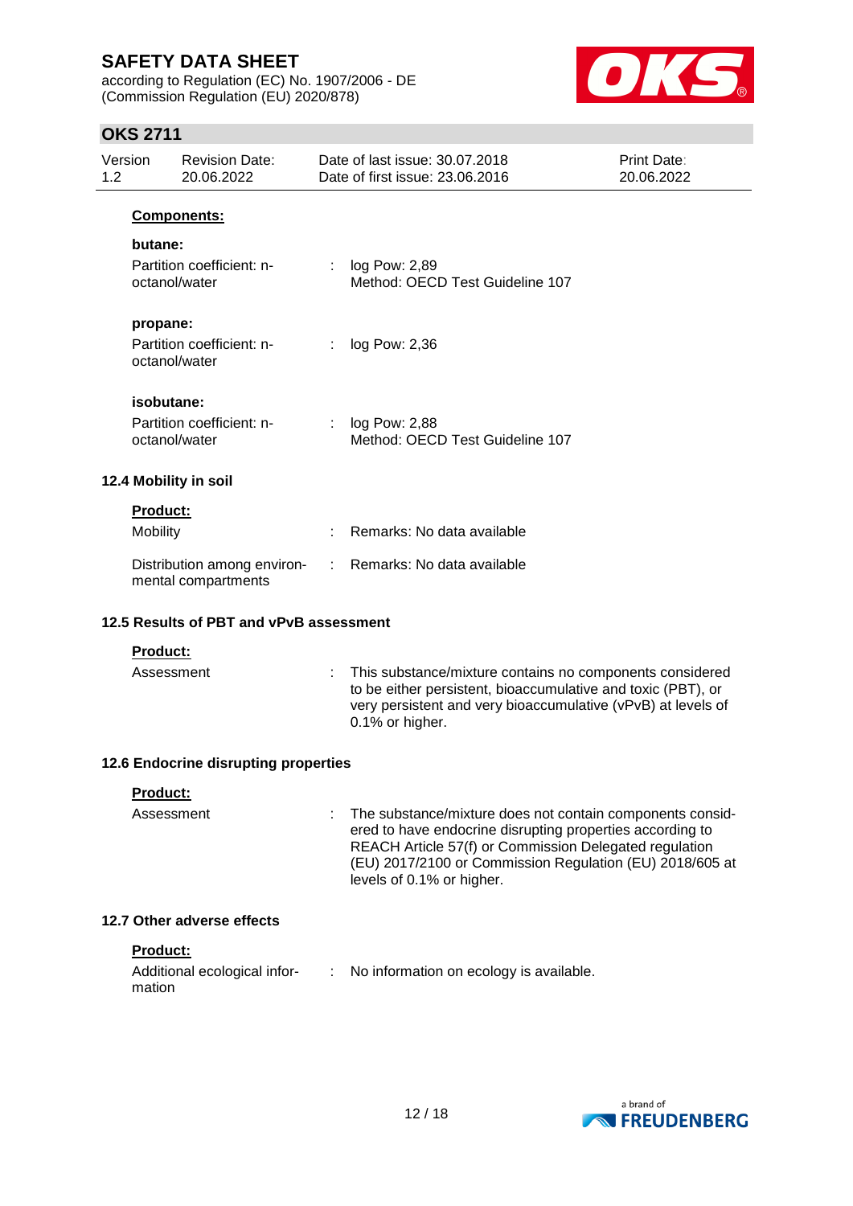**Components:**

**butane:**

| | | |
|---|---|---|
| Partition coefficient: n-octanol/water | : | log Pow: 2,89<br>Method: OECD Test Guideline 107 |

**propane:**

| | | |
|---|---|---|
| Partition coefficient: n-octanol/water | : | log Pow: 2,36 |

**isobutane:**

| | | |
|---|---|---|
| Partition coefficient: n-octanol/water | : | log Pow: 2,88<br>Method: OECD Test Guideline 107 |

### 12.4 Mobility in soil

**Product:**

| | | |
|---|---|---|
| Mobility | : | Remarks: No data available |
| Distribution among environmental compartments | : | Remarks: No data available |

### 12.5 Results of PBT and vPvB assessment

**Product:**

| | | |
|---|---|---|
| Assessment | : | This substance/mixture contains no components considered to be either persistent, bioaccumulative and toxic (PBT), or very persistent and very bioaccumulative (vPvB) at levels of 0.1% or higher. |

### 12.6 Endocrine disrupting properties

**Product:**

| | | |
|---|---|---|
| Assessment | : | The substance/mixture does not contain components considered to have endocrine disrupting properties according to REACH Article 57(f) or Commission Delegated regulation (EU) 2017/2100 or Commission Regulation (EU) 2018/605 at levels of 0.1% or higher. |

### 12.7 Other adverse effects

**Product:**

| | | |
|---|---|---|
| Additional ecological information | : | No information on ecology is available. |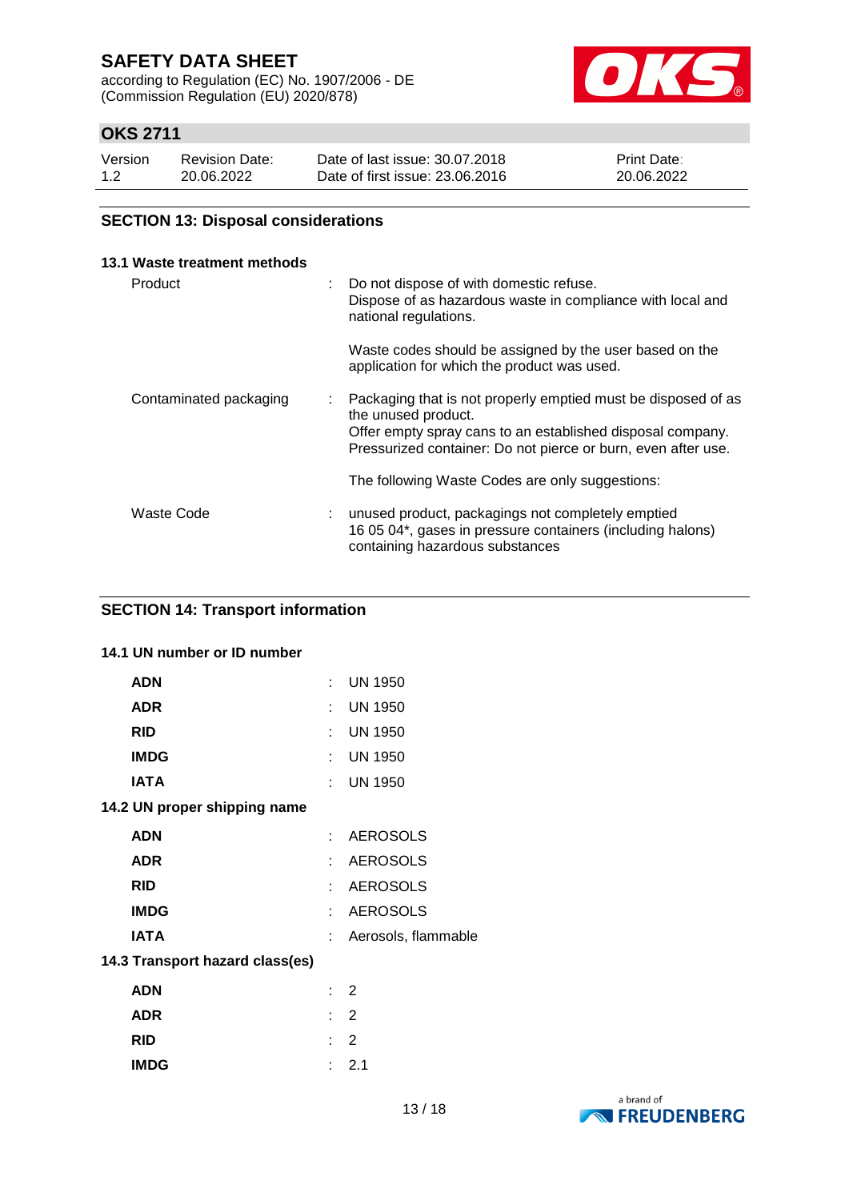## SECTION 13: Disposal considerations

### 13.1 Waste treatment methods

| | | |
|---|---|---|
| Product | : | Do not dispose of with domestic refuse.<br>Dispose of as hazardous waste in compliance with local and national regulations.<br><br>Waste codes should be assigned by the user based on the application for which the product was used. |
| Contaminated packaging | : | Packaging that is not properly emptied must be disposed of as the unused product.<br>Offer empty spray cans to an established disposal company.<br>Pressurized container: Do not pierce or burn, even after use.<br><br>The following Waste Codes are only suggestions: |
| Waste Code | : | unused product, packagings not completely emptied<br>16 05 04*, gases in pressure containers (including halons) containing hazardous substances |

## SECTION 14: Transport information

### 14.1 UN number or ID number

| | | |
|---|---|---|
| **ADN** | : | UN 1950 |
| **ADR** | : | UN 1950 |
| **RID** | : | UN 1950 |
| **IMDG** | : | UN 1950 |
| **IATA** | : | UN 1950 |

### 14.2 UN proper shipping name

| | | |
|---|---|---|
| **ADN** | : | AEROSOLS |
| **ADR** | : | AEROSOLS |
| **RID** | : | AEROSOLS |
| **IMDG** | : | AEROSOLS |
| **IATA** | : | Aerosols, flammable |

### 14.3 Transport hazard class(es)

| | | |
|---|---|---|
| **ADN** | : | 2 |
| **ADR** | : | 2 |
| **RID** | : | 2 |
| **IMDG** | : | 2.1 |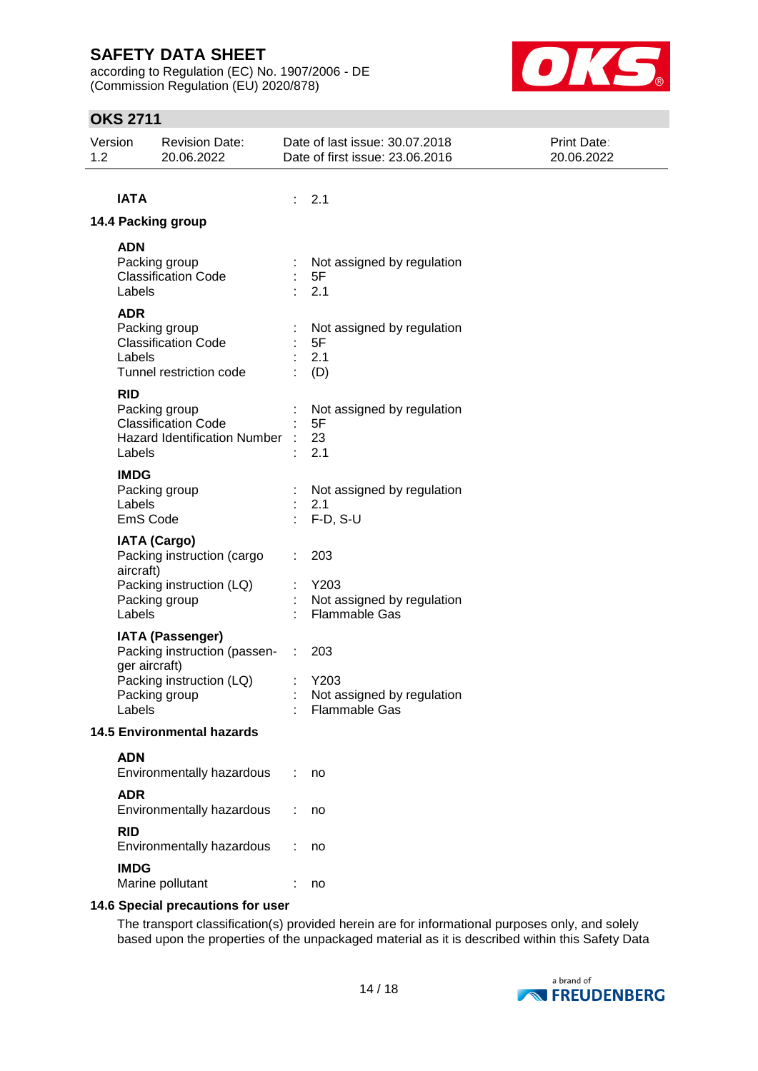**IATA** : 2.1

### 14.4 Packing group

**ADN**

| | | |
|---|---|---|
| Packing group | : | Not assigned by regulation |
| Classification Code | : | 5F |
| Labels | : | 2.1 |

**ADR**

| | | |
|---|---|---|
| Packing group | : | Not assigned by regulation |
| Classification Code | : | 5F |
| Labels | : | 2.1 |
| Tunnel restriction code | : | (D) |

**RID**

| | | |
|---|---|---|
| Packing group | : | Not assigned by regulation |
| Classification Code | : | 5F |
| Hazard Identification Number | : | 23 |
| Labels | : | 2.1 |

**IMDG**

| | | |
|---|---|---|
| Packing group | : | Not assigned by regulation |
| Labels | : | 2.1 |
| EmS Code | : | F-D, S-U |

**IATA (Cargo)**

| | | |
|---|---|---|
| Packing instruction (cargo aircraft) | : | 203 |
| Packing instruction (LQ) | : | Y203 |
| Packing group | : | Not assigned by regulation |
| Labels | : | Flammable Gas |

**IATA (Passenger)**

| | | |
|---|---|---|
| Packing instruction (passenger aircraft) | : | 203 |
| Packing instruction (LQ) | : | Y203 |
| Packing group | : | Not assigned by regulation |
| Labels | : | Flammable Gas |

### 14.5 Environmental hazards

**ADN**

Environmentally hazardous : no

**ADR**

Environmentally hazardous : no

**RID**

Environmentally hazardous : no

**IMDG**

Marine pollutant : no

### 14.6 Special precautions for user

The transport classification(s) provided herein are for informational purposes only, and solely based upon the properties of the unpackaged material as it is described within this Safety Data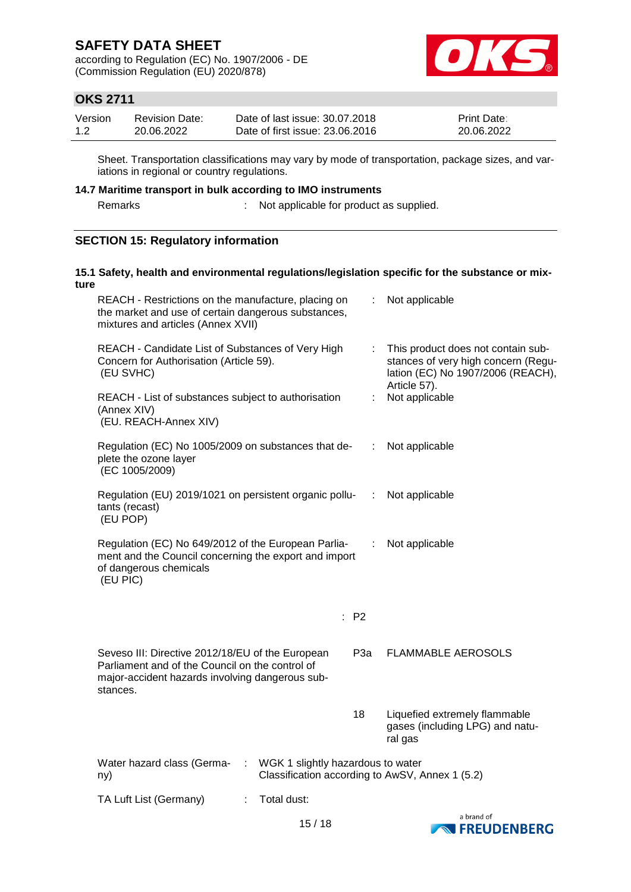Sheet. Transportation classifications may vary by mode of transportation, package sizes, and variations in regional or country regulations.

**14.7 Maritime transport in bulk according to IMO instruments**

| | | |
|---|---|---|
| Remarks | : | Not applicable for product as supplied. |

## SECTION 15: Regulatory information

**15.1 Safety, health and environmental regulations/legislation specific for the substance or mixture**

| | | |
|---|---|---|
| REACH - Restrictions on the manufacture, placing on the market and use of certain dangerous substances, mixtures and articles (Annex XVII) | : | Not applicable |
| REACH - Candidate List of Substances of Very High Concern for Authorisation (Article 59). (EU SVHC) | : | This product does not contain substances of very high concern (Regulation (EC) No 1907/2006 (REACH), Article 57). |
| REACH - List of substances subject to authorisation (Annex XIV) (EU. REACH-Annex XIV) | : | Not applicable |
| Regulation (EC) No 1005/2009 on substances that deplete the ozone layer (EC 1005/2009) | : | Not applicable |
| Regulation (EU) 2019/1021 on persistent organic pollutants (recast) (EU POP) | : | Not applicable |
| Regulation (EC) No 649/2012 of the European Parliament and the Council concerning the export and import of dangerous chemicals (EU PIC) | : | Not applicable |

| | | |
|---|---|---|
| | : P2 | |
| Seveso III: Directive 2012/18/EU of the European Parliament and of the Council on the control of major-accident hazards involving dangerous substances. | P3a | FLAMMABLE AEROSOLS |
| | 18 | Liquefied extremely flammable gases (including LPG) and natural gas |

| | | |
|---|---|---|
| Water hazard class (Germany) | : | WGK 1 slightly hazardous to water<br>Classification according to AwSV, Annex 1 (5.2) |
| TA Luft List (Germany) | : | Total dust: |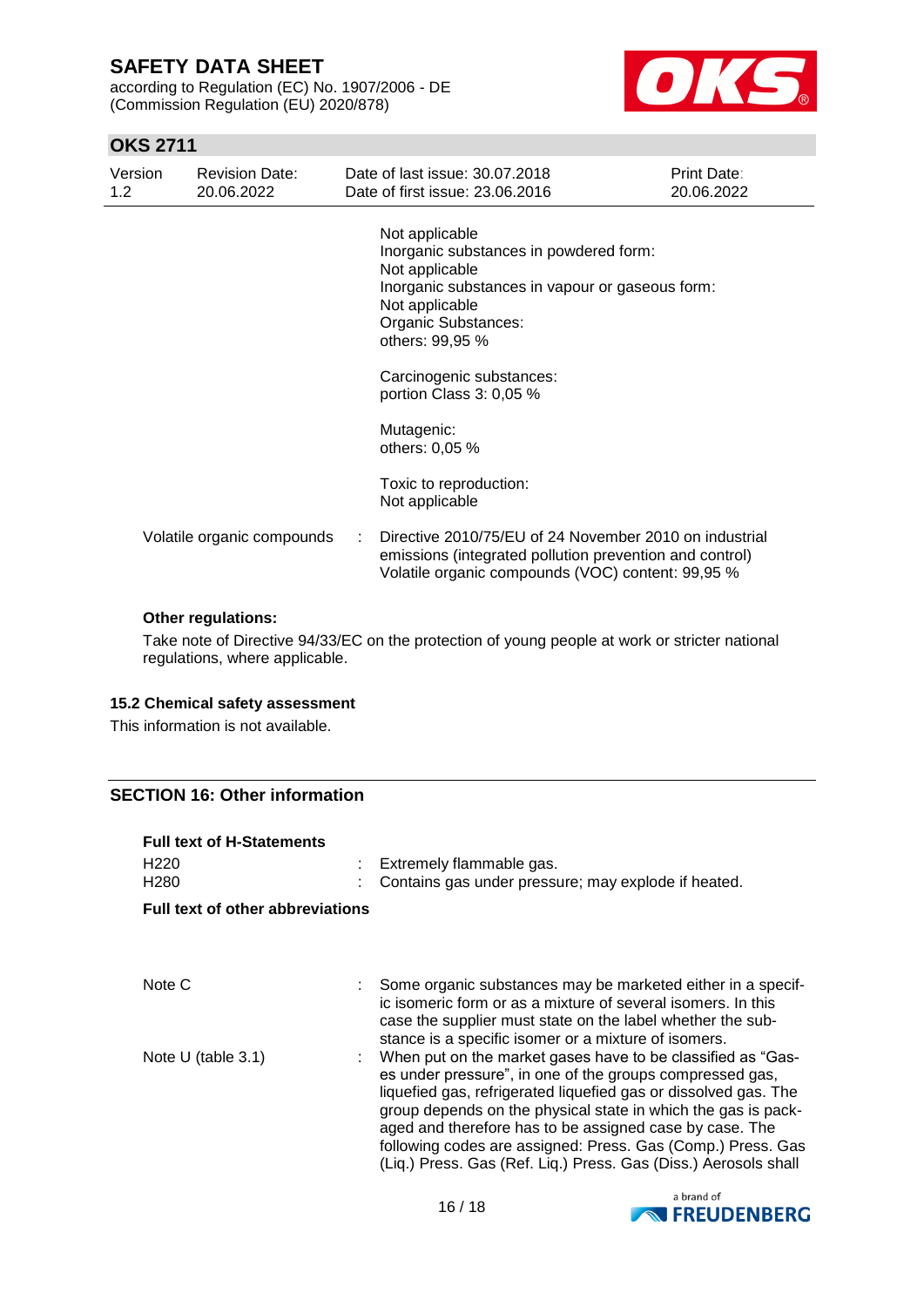Not applicable
Inorganic substances in powdered form:
Not applicable
Inorganic substances in vapour or gaseous form:
Not applicable
Organic Substances:
others: 99,95 %

Carcinogenic substances:
portion Class 3: 0,05 %

Mutagenic:
others: 0,05 %

Toxic to reproduction:
Not applicable

Volatile organic compounds : Directive 2010/75/EU of 24 November 2010 on industrial emissions (integrated pollution prevention and control) Volatile organic compounds (VOC) content: 99,95 %

**Other regulations:**

Take note of Directive 94/33/EC on the protection of young people at work or stricter national regulations, where applicable.

### 15.2 Chemical safety assessment

This information is not available.

## SECTION 16: Other information

**Full text of H-Statements**

| | |
|---|---|
| H220 | : Extremely flammable gas. |
| H280 | : Contains gas under pressure; may explode if heated. |

**Full text of other abbreviations**

| | |
|---|---|
| Note C | : Some organic substances may be marketed either in a specific isomeric form or as a mixture of several isomers. In this case the supplier must state on the label whether the substance is a specific isomer or a mixture of isomers. |
| Note U (table 3.1) | : When put on the market gases have to be classified as "Gases under pressure", in one of the groups compressed gas, liquefied gas, refrigerated liquefied gas or dissolved gas. The group depends on the physical state in which the gas is packaged and therefore has to be assigned case by case. The following codes are assigned: Press. Gas (Comp.) Press. Gas (Liq.) Press. Gas (Ref. Liq.) Press. Gas (Diss.) Aerosols shall |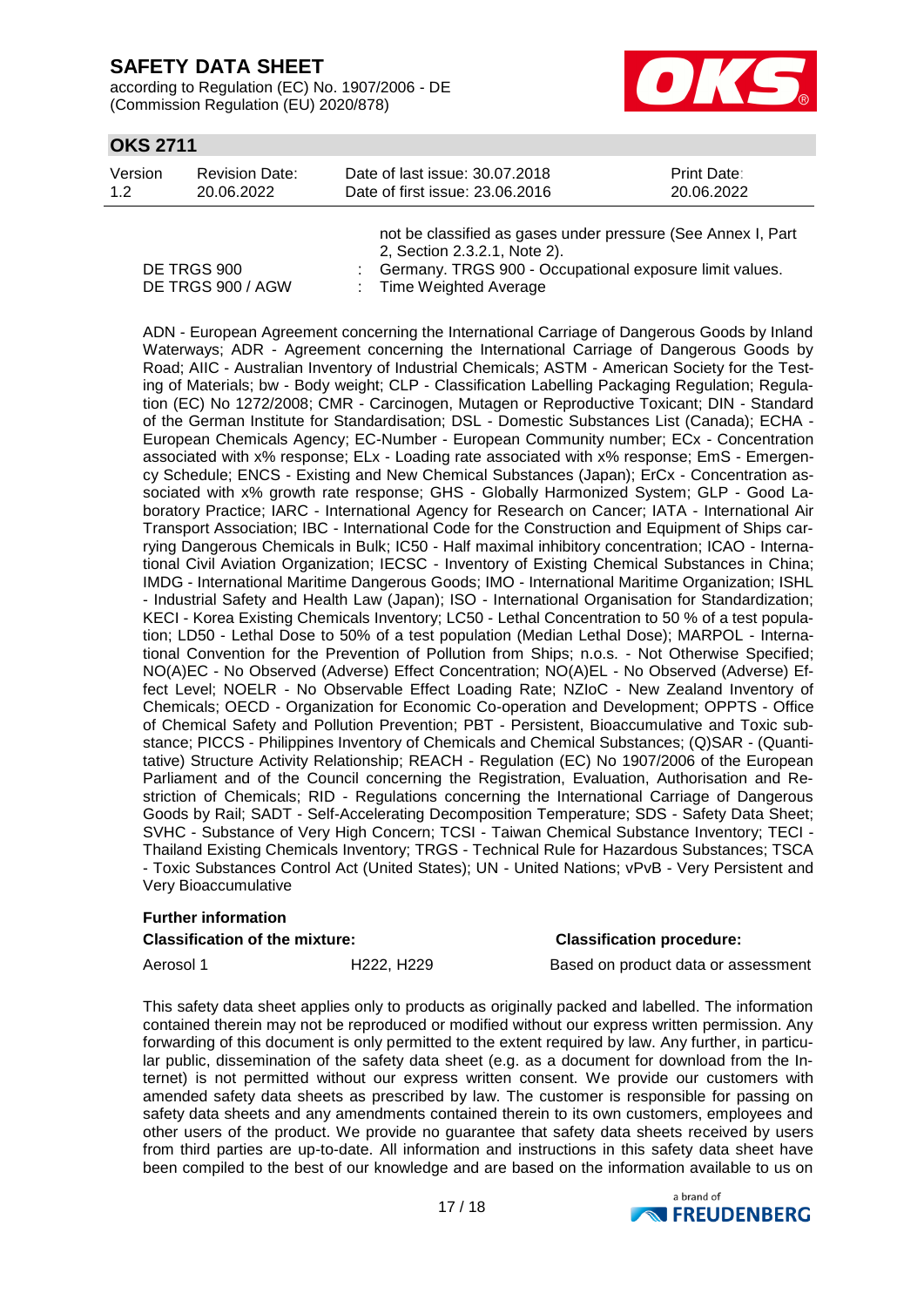not be classified as gases under pressure (See Annex I, Part 2, Section 2.3.2.1, Note 2).

DE TRGS 900 : Germany. TRGS 900 - Occupational exposure limit values.

DE TRGS 900 / AGW : Time Weighted Average

ADN - European Agreement concerning the International Carriage of Dangerous Goods by Inland Waterways; ADR - Agreement concerning the International Carriage of Dangerous Goods by Road; AIIC - Australian Inventory of Industrial Chemicals; ASTM - American Society for the Testing of Materials; bw - Body weight; CLP - Classification Labelling Packaging Regulation; Regulation (EC) No 1272/2008; CMR - Carcinogen, Mutagen or Reproductive Toxicant; DIN - Standard of the German Institute for Standardisation; DSL - Domestic Substances List (Canada); ECHA - European Chemicals Agency; EC-Number - European Community number; ECx - Concentration associated with x% response; ELx - Loading rate associated with x% response; EmS - Emergency Schedule; ENCS - Existing and New Chemical Substances (Japan); ErCx - Concentration associated with x% growth rate response; GHS - Globally Harmonized System; GLP - Good Laboratory Practice; IARC - International Agency for Research on Cancer; IATA - International Air Transport Association; IBC - International Code for the Construction and Equipment of Ships carrying Dangerous Chemicals in Bulk; IC50 - Half maximal inhibitory concentration; ICAO - International Civil Aviation Organization; IECSC - Inventory of Existing Chemical Substances in China; IMDG - International Maritime Dangerous Goods; IMO - International Maritime Organization; ISHL - Industrial Safety and Health Law (Japan); ISO - International Organisation for Standardization; KECI - Korea Existing Chemicals Inventory; LC50 - Lethal Concentration to 50 % of a test population; LD50 - Lethal Dose to 50% of a test population (Median Lethal Dose); MARPOL - International Convention for the Prevention of Pollution from Ships; n.o.s. - Not Otherwise Specified; NO(A)EC - No Observed (Adverse) Effect Concentration; NO(A)EL - No Observed (Adverse) Effect Level; NOELR - No Observable Effect Loading Rate; NZIoC - New Zealand Inventory of Chemicals; OECD - Organization for Economic Co-operation and Development; OPPTS - Office of Chemical Safety and Pollution Prevention; PBT - Persistent, Bioaccumulative and Toxic substance; PICCS - Philippines Inventory of Chemicals and Chemical Substances; (Q)SAR - (Quantitative) Structure Activity Relationship; REACH - Regulation (EC) No 1907/2006 of the European Parliament and of the Council concerning the Registration, Evaluation, Authorisation and Restriction of Chemicals; RID - Regulations concerning the International Carriage of Dangerous Goods by Rail; SADT - Self-Accelerating Decomposition Temperature; SDS - Safety Data Sheet; SVHC - Substance of Very High Concern; TCSI - Taiwan Chemical Substance Inventory; TECI - Thailand Existing Chemicals Inventory; TRGS - Technical Rule for Hazardous Substances; TSCA - Toxic Substances Control Act (United States); UN - United Nations; vPvB - Very Persistent and Very Bioaccumulative

**Further information**

| **Classification of the mixture:** | | **Classification procedure:** |
|---|---|---|
| Aerosol 1 | H222, H229 | Based on product data or assessment |

This safety data sheet applies only to products as originally packed and labelled. The information contained therein may not be reproduced or modified without our express written permission. Any forwarding of this document is only permitted to the extent required by law. Any further, in particular public, dissemination of the safety data sheet (e.g. as a document for download from the Internet) is not permitted without our express written consent. We provide our customers with amended safety data sheets as prescribed by law. The customer is responsible for passing on safety data sheets and any amendments contained therein to its own customers, employees and other users of the product. We provide no guarantee that safety data sheets received by users from third parties are up-to-date. All information and instructions in this safety data sheet have been compiled to the best of our knowledge and are based on the information available to us on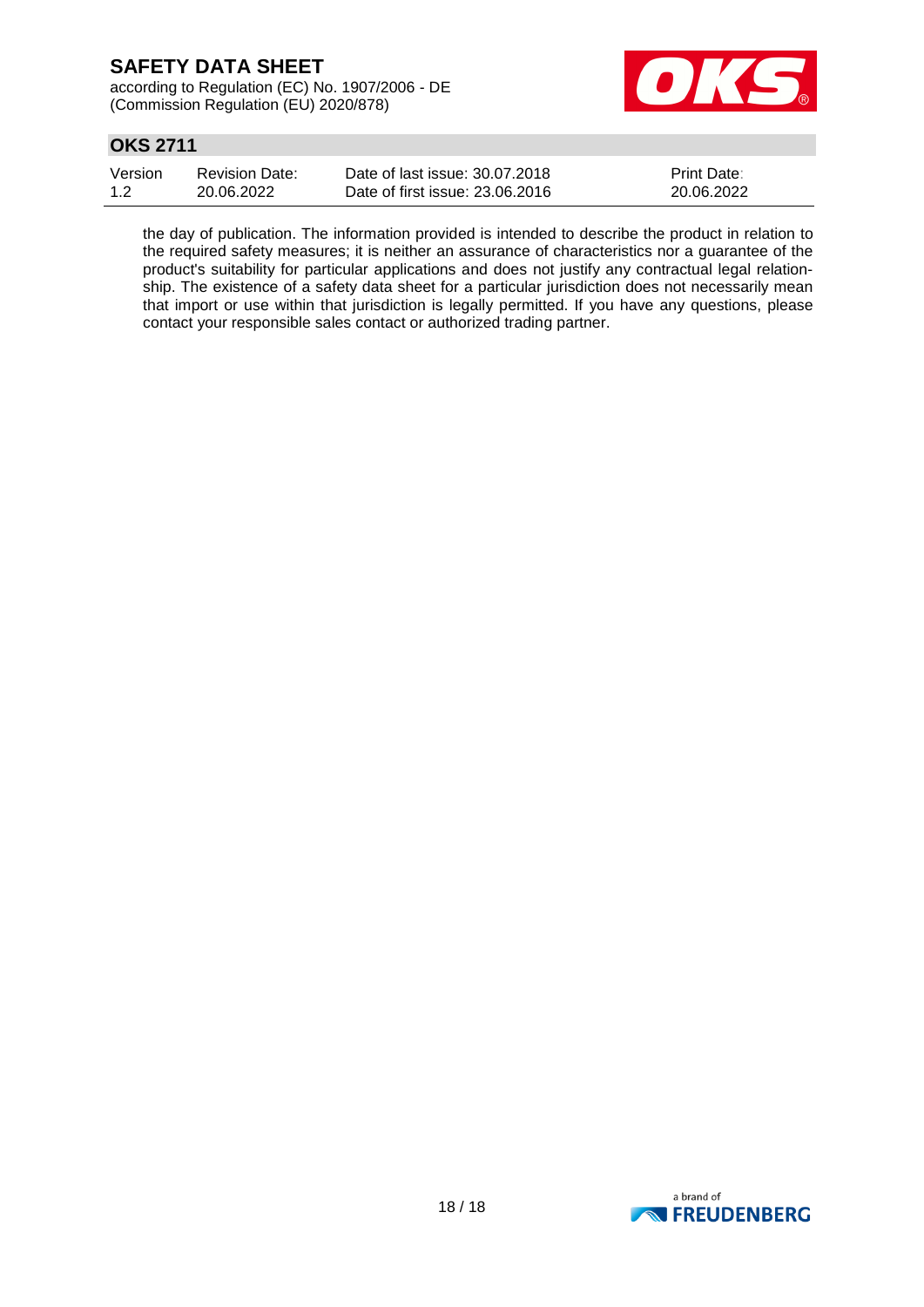the day of publication. The information provided is intended to describe the product in relation to the required safety measures; it is neither an assurance of characteristics nor a guarantee of the product's suitability for particular applications and does not justify any contractual legal relationship. The existence of a safety data sheet for a particular jurisdiction does not necessarily mean that import or use within that jurisdiction is legally permitted. If you have any questions, please contact your responsible sales contact or authorized trading partner.